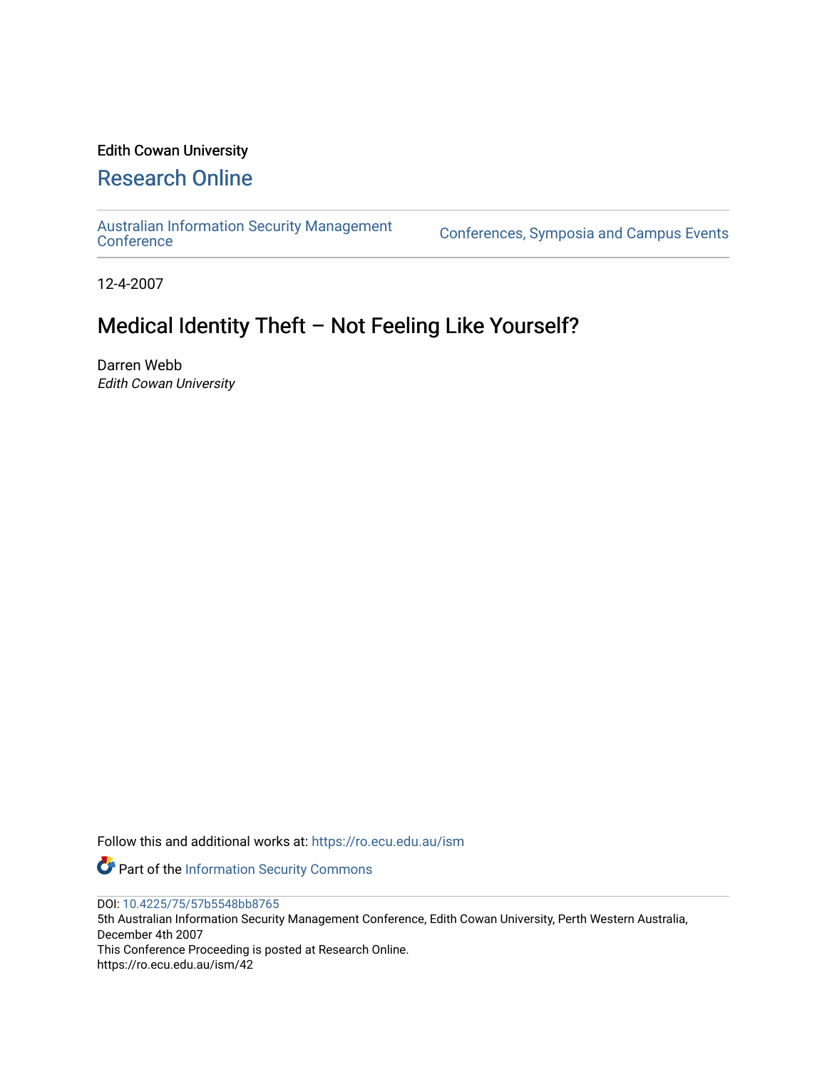Edith Cowan University

# Research Online

Australian Information Security Management Conference | Conferences, Symposia and Campus Events

12-4-2007

# Medical Identity Theft – Not Feeling Like Yourself?

Darren Webb
*Edith Cowan University*

Follow this and additional works at: https://ro.ecu.edu.au/ism

Part of the Information Security Commons

DOI: 10.4225/75/57b5548bb8765
5th Australian Information Security Management Conference, Edith Cowan University, Perth Western Australia, December 4th 2007
This Conference Proceeding is posted at Research Online.
https://ro.ecu.edu.au/ism/42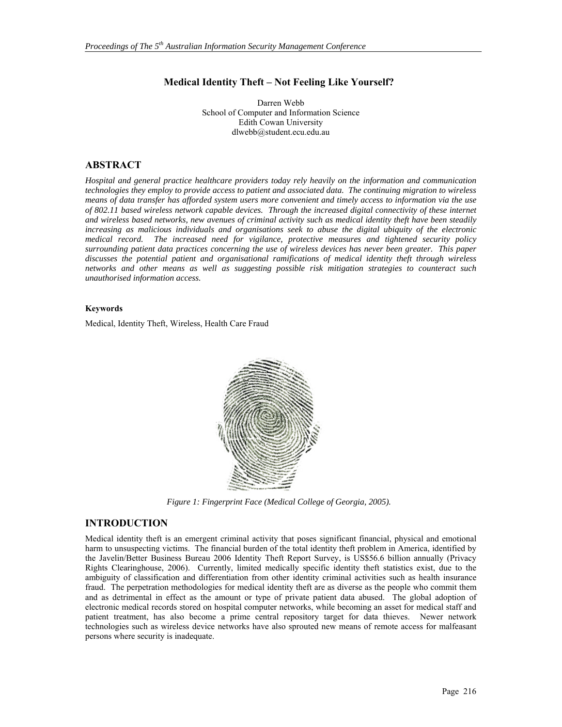# Medical Identity Theft – Not Feeling Like Yourself?

Darren Webb
School of Computer and Information Science
Edith Cowan University
dlwebb@student.ecu.edu.au

## ABSTRACT

*Hospital and general practice healthcare providers today rely heavily on the information and communication technologies they employ to provide access to patient and associated data. The continuing migration to wireless means of data transfer has afforded system users more convenient and timely access to information via the use of 802.11 based wireless network capable devices. Through the increased digital connectivity of these internet and wireless based networks, new avenues of criminal activity such as medical identity theft have been steadily increasing as malicious individuals and organisations seek to abuse the digital ubiquity of the electronic medical record. The increased need for vigilance, protective measures and tightened security policy surrounding patient data practices concerning the use of wireless devices has never been greater. This paper discusses the potential patient and organisational ramifications of medical identity theft through wireless networks and other means as well as suggesting possible risk mitigation strategies to counteract such unauthorised information access.*

#### Keywords

Medical, Identity Theft, Wireless, Health Care Fraud

*Figure 1: Fingerprint Face (Medical College of Georgia, 2005).*

## INTRODUCTION

Medical identity theft is an emergent criminal activity that poses significant financial, physical and emotional harm to unsuspecting victims. The financial burden of the total identity theft problem in America, identified by the Javelin/Better Business Bureau 2006 Identity Theft Report Survey, is US$56.6 billion annually (Privacy Rights Clearinghouse, 2006). Currently, limited medically specific identity theft statistics exist, due to the ambiguity of classification and differentiation from other identity criminal activities such as health insurance fraud. The perpetration methodologies for medical identity theft are as diverse as the people who commit them and as detrimental in effect as the amount or type of private patient data abused. The global adoption of electronic medical records stored on hospital computer networks, while becoming an asset for medical staff and patient treatment, has also become a prime central repository target for data thieves. Newer network technologies such as wireless device networks have also sprouted new means of remote access for malfeasant persons where security is inadequate.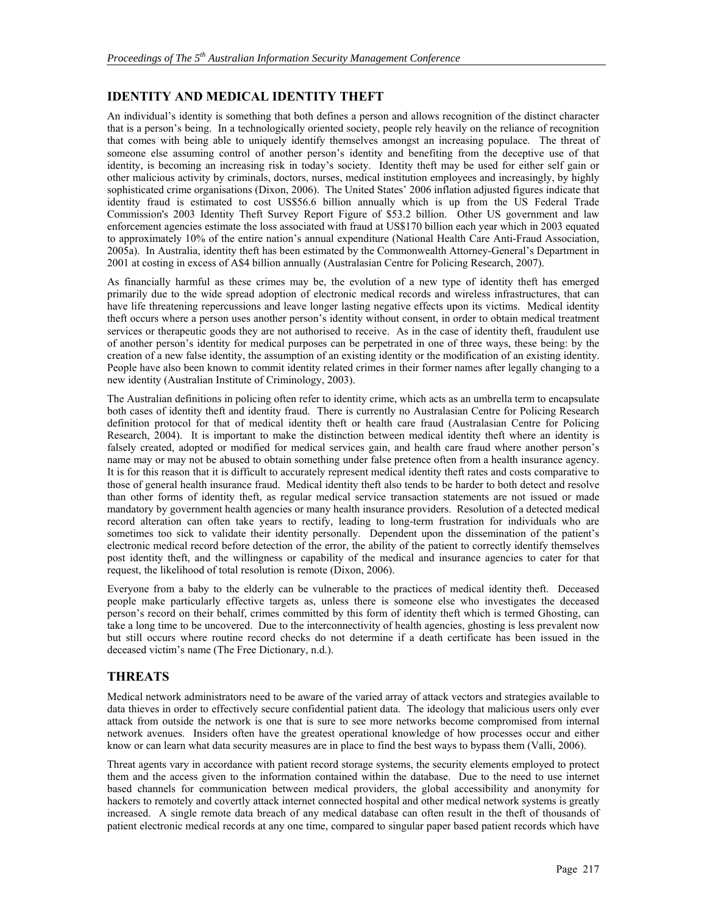## IDENTITY AND MEDICAL IDENTITY THEFT

An individual's identity is something that both defines a person and allows recognition of the distinct character that is a person's being. In a technologically oriented society, people rely heavily on the reliance of recognition that comes with being able to uniquely identify themselves amongst an increasing populace. The threat of someone else assuming control of another person's identity and benefiting from the deceptive use of that identity, is becoming an increasing risk in today's society. Identity theft may be used for either self gain or other malicious activity by criminals, doctors, nurses, medical institution employees and increasingly, by highly sophisticated crime organisations (Dixon, 2006). The United States' 2006 inflation adjusted figures indicate that identity fraud is estimated to cost US$56.6 billion annually which is up from the US Federal Trade Commission's 2003 Identity Theft Survey Report Figure of $53.2 billion. Other US government and law enforcement agencies estimate the loss associated with fraud at US$170 billion each year which in 2003 equated to approximately 10% of the entire nation's annual expenditure (National Health Care Anti-Fraud Association, 2005a). In Australia, identity theft has been estimated by the Commonwealth Attorney-General's Department in 2001 at costing in excess of A$4 billion annually (Australasian Centre for Policing Research, 2007).

As financially harmful as these crimes may be, the evolution of a new type of identity theft has emerged primarily due to the wide spread adoption of electronic medical records and wireless infrastructures, that can have life threatening repercussions and leave longer lasting negative effects upon its victims. Medical identity theft occurs where a person uses another person's identity without consent, in order to obtain medical treatment services or therapeutic goods they are not authorised to receive. As in the case of identity theft, fraudulent use of another person's identity for medical purposes can be perpetrated in one of three ways, these being: by the creation of a new false identity, the assumption of an existing identity or the modification of an existing identity. People have also been known to commit identity related crimes in their former names after legally changing to a new identity (Australian Institute of Criminology, 2003).

The Australian definitions in policing often refer to identity crime, which acts as an umbrella term to encapsulate both cases of identity theft and identity fraud. There is currently no Australasian Centre for Policing Research definition protocol for that of medical identity theft or health care fraud (Australasian Centre for Policing Research, 2004). It is important to make the distinction between medical identity theft where an identity is falsely created, adopted or modified for medical services gain, and health care fraud where another person's name may or may not be abused to obtain something under false pretence often from a health insurance agency. It is for this reason that it is difficult to accurately represent medical identity theft rates and costs comparative to those of general health insurance fraud. Medical identity theft also tends to be harder to both detect and resolve than other forms of identity theft, as regular medical service transaction statements are not issued or made mandatory by government health agencies or many health insurance providers. Resolution of a detected medical record alteration can often take years to rectify, leading to long-term frustration for individuals who are sometimes too sick to validate their identity personally. Dependent upon the dissemination of the patient's electronic medical record before detection of the error, the ability of the patient to correctly identify themselves post identity theft, and the willingness or capability of the medical and insurance agencies to cater for that request, the likelihood of total resolution is remote (Dixon, 2006).

Everyone from a baby to the elderly can be vulnerable to the practices of medical identity theft. Deceased people make particularly effective targets as, unless there is someone else who investigates the deceased person's record on their behalf, crimes committed by this form of identity theft which is termed Ghosting, can take a long time to be uncovered. Due to the interconnectivity of health agencies, ghosting is less prevalent now but still occurs where routine record checks do not determine if a death certificate has been issued in the deceased victim's name (The Free Dictionary, n.d.).

## THREATS

Medical network administrators need to be aware of the varied array of attack vectors and strategies available to data thieves in order to effectively secure confidential patient data. The ideology that malicious users only ever attack from outside the network is one that is sure to see more networks become compromised from internal network avenues. Insiders often have the greatest operational knowledge of how processes occur and either know or can learn what data security measures are in place to find the best ways to bypass them (Valli, 2006).

Threat agents vary in accordance with patient record storage systems, the security elements employed to protect them and the access given to the information contained within the database. Due to the need to use internet based channels for communication between medical providers, the global accessibility and anonymity for hackers to remotely and covertly attack internet connected hospital and other medical network systems is greatly increased. A single remote data breach of any medical database can often result in the theft of thousands of patient electronic medical records at any one time, compared to singular paper based patient records which have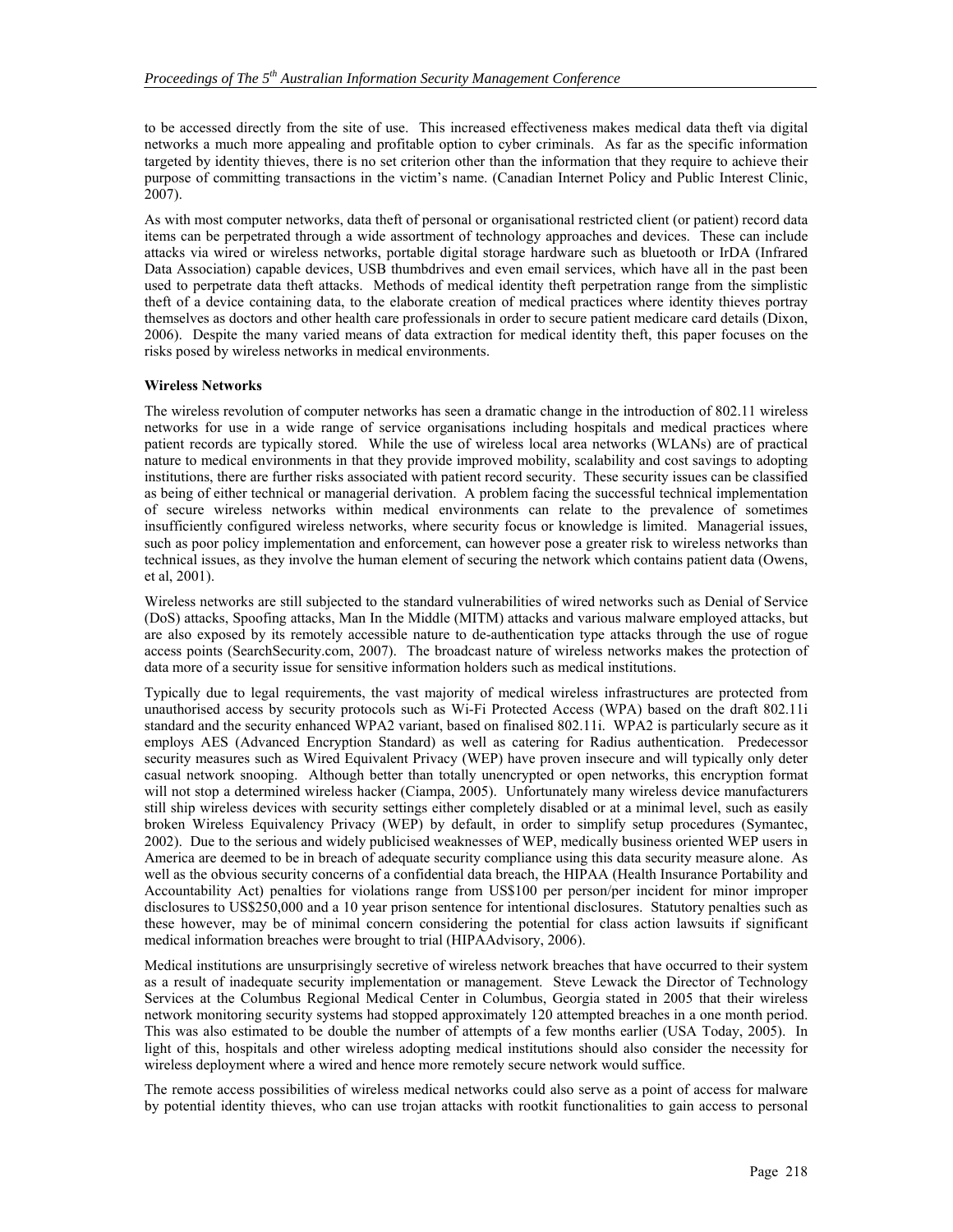to be accessed directly from the site of use. This increased effectiveness makes medical data theft via digital networks a much more appealing and profitable option to cyber criminals. As far as the specific information targeted by identity thieves, there is no set criterion other than the information that they require to achieve their purpose of committing transactions in the victim's name. (Canadian Internet Policy and Public Interest Clinic, 2007).

As with most computer networks, data theft of personal or organisational restricted client (or patient) record data items can be perpetrated through a wide assortment of technology approaches and devices. These can include attacks via wired or wireless networks, portable digital storage hardware such as bluetooth or IrDA (Infrared Data Association) capable devices, USB thumbdrives and even email services, which have all in the past been used to perpetrate data theft attacks. Methods of medical identity theft perpetration range from the simplistic theft of a device containing data, to the elaborate creation of medical practices where identity thieves portray themselves as doctors and other health care professionals in order to secure patient medicare card details (Dixon, 2006). Despite the many varied means of data extraction for medical identity theft, this paper focuses on the risks posed by wireless networks in medical environments.

**Wireless Networks**

The wireless revolution of computer networks has seen a dramatic change in the introduction of 802.11 wireless networks for use in a wide range of service organisations including hospitals and medical practices where patient records are typically stored. While the use of wireless local area networks (WLANs) are of practical nature to medical environments in that they provide improved mobility, scalability and cost savings to adopting institutions, there are further risks associated with patient record security. These security issues can be classified as being of either technical or managerial derivation. A problem facing the successful technical implementation of secure wireless networks within medical environments can relate to the prevalence of sometimes insufficiently configured wireless networks, where security focus or knowledge is limited. Managerial issues, such as poor policy implementation and enforcement, can however pose a greater risk to wireless networks than technical issues, as they involve the human element of securing the network which contains patient data (Owens, et al, 2001).

Wireless networks are still subjected to the standard vulnerabilities of wired networks such as Denial of Service (DoS) attacks, Spoofing attacks, Man In the Middle (MITM) attacks and various malware employed attacks, but are also exposed by its remotely accessible nature to de-authentication type attacks through the use of rogue access points (SearchSecurity.com, 2007). The broadcast nature of wireless networks makes the protection of data more of a security issue for sensitive information holders such as medical institutions.

Typically due to legal requirements, the vast majority of medical wireless infrastructures are protected from unauthorised access by security protocols such as Wi-Fi Protected Access (WPA) based on the draft 802.11i standard and the security enhanced WPA2 variant, based on finalised 802.11i. WPA2 is particularly secure as it employs AES (Advanced Encryption Standard) as well as catering for Radius authentication. Predecessor security measures such as Wired Equivalent Privacy (WEP) have proven insecure and will typically only deter casual network snooping. Although better than totally unencrypted or open networks, this encryption format will not stop a determined wireless hacker (Ciampa, 2005). Unfortunately many wireless device manufacturers still ship wireless devices with security settings either completely disabled or at a minimal level, such as easily broken Wireless Equivalency Privacy (WEP) by default, in order to simplify setup procedures (Symantec, 2002). Due to the serious and widely publicised weaknesses of WEP, medically business oriented WEP users in America are deemed to be in breach of adequate security compliance using this data security measure alone. As well as the obvious security concerns of a confidential data breach, the HIPAA (Health Insurance Portability and Accountability Act) penalties for violations range from US$100 per person/per incident for minor improper disclosures to US$250,000 and a 10 year prison sentence for intentional disclosures. Statutory penalties such as these however, may be of minimal concern considering the potential for class action lawsuits if significant medical information breaches were brought to trial (HIPAAdvisory, 2006).

Medical institutions are unsurprisingly secretive of wireless network breaches that have occurred to their system as a result of inadequate security implementation or management. Steve Lewack the Director of Technology Services at the Columbus Regional Medical Center in Columbus, Georgia stated in 2005 that their wireless network monitoring security systems had stopped approximately 120 attempted breaches in a one month period. This was also estimated to be double the number of attempts of a few months earlier (USA Today, 2005). In light of this, hospitals and other wireless adopting medical institutions should also consider the necessity for wireless deployment where a wired and hence more remotely secure network would suffice.

The remote access possibilities of wireless medical networks could also serve as a point of access for malware by potential identity thieves, who can use trojan attacks with rootkit functionalities to gain access to personal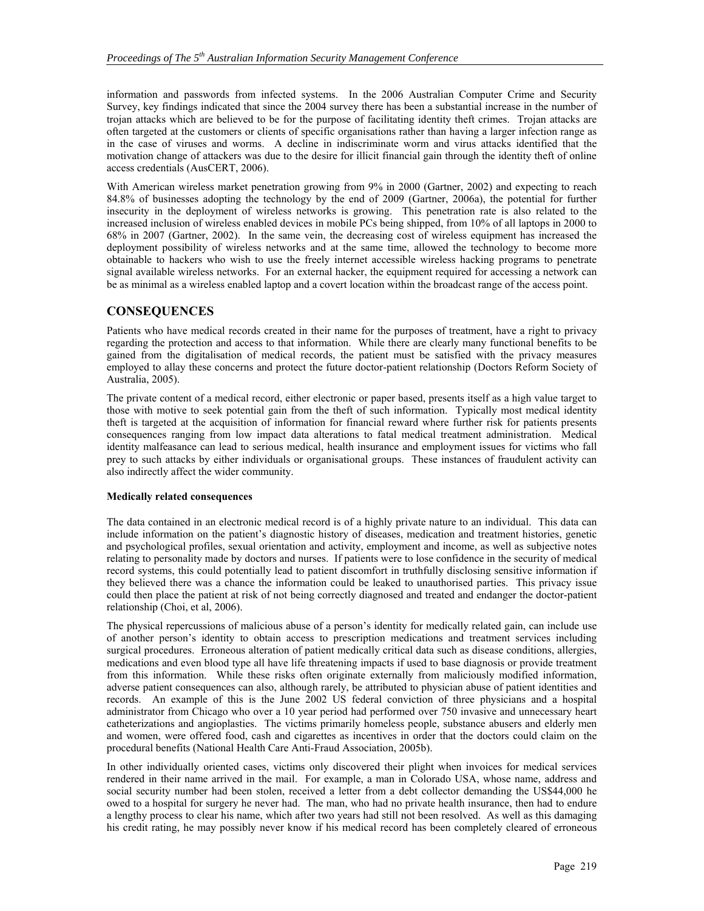information and passwords from infected systems. In the 2006 Australian Computer Crime and Security Survey, key findings indicated that since the 2004 survey there has been a substantial increase in the number of trojan attacks which are believed to be for the purpose of facilitating identity theft crimes. Trojan attacks are often targeted at the customers or clients of specific organisations rather than having a larger infection range as in the case of viruses and worms. A decline in indiscriminate worm and virus attacks identified that the motivation change of attackers was due to the desire for illicit financial gain through the identity theft of online access credentials (AusCERT, 2006).

With American wireless market penetration growing from 9% in 2000 (Gartner, 2002) and expecting to reach 84.8% of businesses adopting the technology by the end of 2009 (Gartner, 2006a), the potential for further insecurity in the deployment of wireless networks is growing. This penetration rate is also related to the increased inclusion of wireless enabled devices in mobile PCs being shipped, from 10% of all laptops in 2000 to 68% in 2007 (Gartner, 2002). In the same vein, the decreasing cost of wireless equipment has increased the deployment possibility of wireless networks and at the same time, allowed the technology to become more obtainable to hackers who wish to use the freely internet accessible wireless hacking programs to penetrate signal available wireless networks. For an external hacker, the equipment required for accessing a network can be as minimal as a wireless enabled laptop and a covert location within the broadcast range of the access point.

## CONSEQUENCES

Patients who have medical records created in their name for the purposes of treatment, have a right to privacy regarding the protection and access to that information. While there are clearly many functional benefits to be gained from the digitalisation of medical records, the patient must be satisfied with the privacy measures employed to allay these concerns and protect the future doctor-patient relationship (Doctors Reform Society of Australia, 2005).

The private content of a medical record, either electronic or paper based, presents itself as a high value target to those with motive to seek potential gain from the theft of such information. Typically most medical identity theft is targeted at the acquisition of information for financial reward where further risk for patients presents consequences ranging from low impact data alterations to fatal medical treatment administration. Medical identity malfeasance can lead to serious medical, health insurance and employment issues for victims who fall prey to such attacks by either individuals or organisational groups. These instances of fraudulent activity can also indirectly affect the wider community.

### Medically related consequences

The data contained in an electronic medical record is of a highly private nature to an individual. This data can include information on the patient's diagnostic history of diseases, medication and treatment histories, genetic and psychological profiles, sexual orientation and activity, employment and income, as well as subjective notes relating to personality made by doctors and nurses. If patients were to lose confidence in the security of medical record systems, this could potentially lead to patient discomfort in truthfully disclosing sensitive information if they believed there was a chance the information could be leaked to unauthorised parties. This privacy issue could then place the patient at risk of not being correctly diagnosed and treated and endanger the doctor-patient relationship (Choi, et al, 2006).

The physical repercussions of malicious abuse of a person's identity for medically related gain, can include use of another person's identity to obtain access to prescription medications and treatment services including surgical procedures. Erroneous alteration of patient medically critical data such as disease conditions, allergies, medications and even blood type all have life threatening impacts if used to base diagnosis or provide treatment from this information. While these risks often originate externally from maliciously modified information, adverse patient consequences can also, although rarely, be attributed to physician abuse of patient identities and records. An example of this is the June 2002 US federal conviction of three physicians and a hospital administrator from Chicago who over a 10 year period had performed over 750 invasive and unnecessary heart catheterizations and angioplasties. The victims primarily homeless people, substance abusers and elderly men and women, were offered food, cash and cigarettes as incentives in order that the doctors could claim on the procedural benefits (National Health Care Anti-Fraud Association, 2005b).

In other individually oriented cases, victims only discovered their plight when invoices for medical services rendered in their name arrived in the mail. For example, a man in Colorado USA, whose name, address and social security number had been stolen, received a letter from a debt collector demanding the US$44,000 he owed to a hospital for surgery he never had. The man, who had no private health insurance, then had to endure a lengthy process to clear his name, which after two years had still not been resolved. As well as this damaging his credit rating, he may possibly never know if his medical record has been completely cleared of erroneous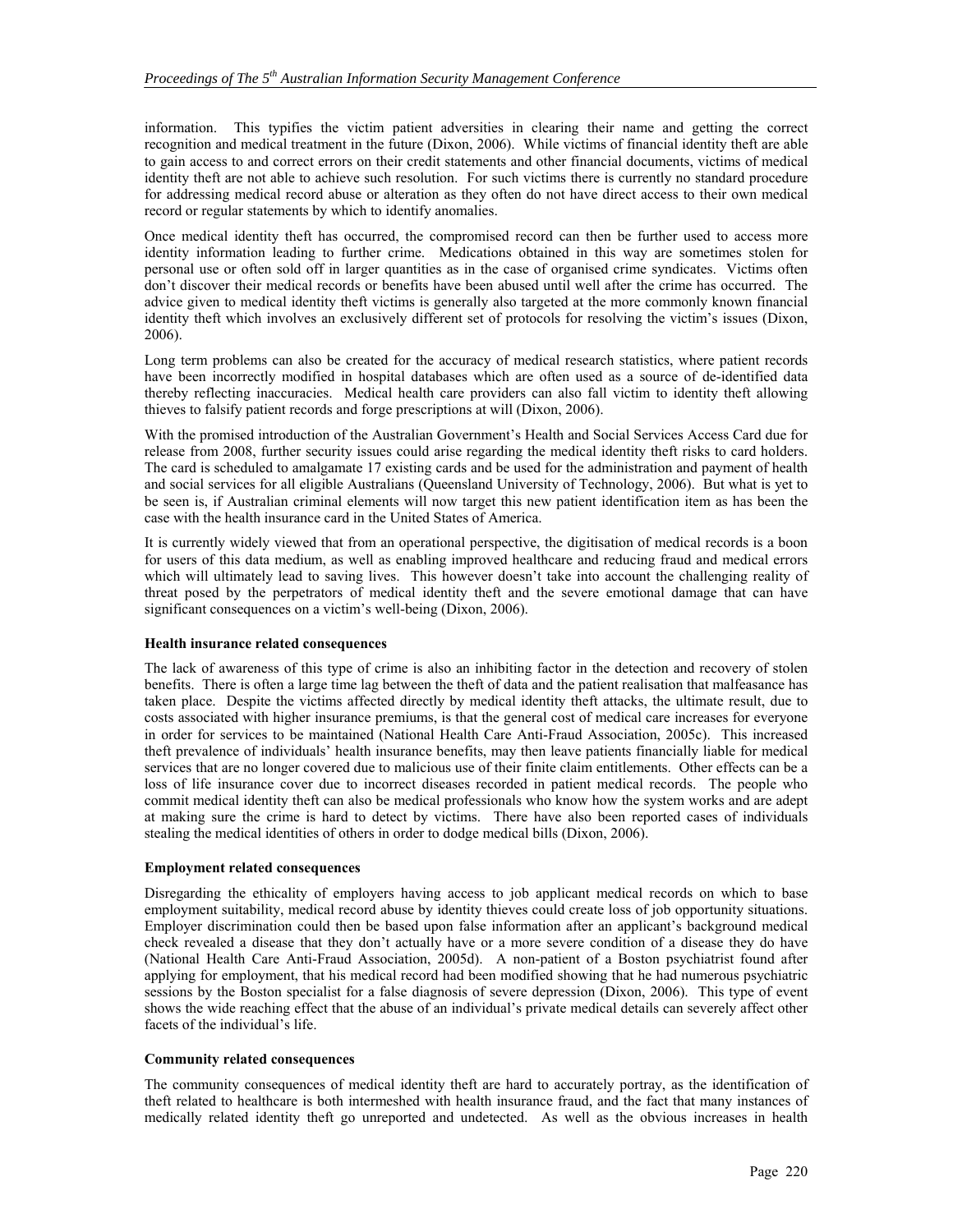information. This typifies the victim patient adversities in clearing their name and getting the correct recognition and medical treatment in the future (Dixon, 2006). While victims of financial identity theft are able to gain access to and correct errors on their credit statements and other financial documents, victims of medical identity theft are not able to achieve such resolution. For such victims there is currently no standard procedure for addressing medical record abuse or alteration as they often do not have direct access to their own medical record or regular statements by which to identify anomalies.

Once medical identity theft has occurred, the compromised record can then be further used to access more identity information leading to further crime. Medications obtained in this way are sometimes stolen for personal use or often sold off in larger quantities as in the case of organised crime syndicates. Victims often don't discover their medical records or benefits have been abused until well after the crime has occurred. The advice given to medical identity theft victims is generally also targeted at the more commonly known financial identity theft which involves an exclusively different set of protocols for resolving the victim's issues (Dixon, 2006).

Long term problems can also be created for the accuracy of medical research statistics, where patient records have been incorrectly modified in hospital databases which are often used as a source of de-identified data thereby reflecting inaccuracies. Medical health care providers can also fall victim to identity theft allowing thieves to falsify patient records and forge prescriptions at will (Dixon, 2006).

With the promised introduction of the Australian Government's Health and Social Services Access Card due for release from 2008, further security issues could arise regarding the medical identity theft risks to card holders. The card is scheduled to amalgamate 17 existing cards and be used for the administration and payment of health and social services for all eligible Australians (Queensland University of Technology, 2006). But what is yet to be seen is, if Australian criminal elements will now target this new patient identification item as has been the case with the health insurance card in the United States of America.

It is currently widely viewed that from an operational perspective, the digitisation of medical records is a boon for users of this data medium, as well as enabling improved healthcare and reducing fraud and medical errors which will ultimately lead to saving lives. This however doesn't take into account the challenging reality of threat posed by the perpetrators of medical identity theft and the severe emotional damage that can have significant consequences on a victim's well-being (Dixon, 2006).

**Health insurance related consequences**

The lack of awareness of this type of crime is also an inhibiting factor in the detection and recovery of stolen benefits. There is often a large time lag between the theft of data and the patient realisation that malfeasance has taken place. Despite the victims affected directly by medical identity theft attacks, the ultimate result, due to costs associated with higher insurance premiums, is that the general cost of medical care increases for everyone in order for services to be maintained (National Health Care Anti-Fraud Association, 2005c). This increased theft prevalence of individuals' health insurance benefits, may then leave patients financially liable for medical services that are no longer covered due to malicious use of their finite claim entitlements. Other effects can be a loss of life insurance cover due to incorrect diseases recorded in patient medical records. The people who commit medical identity theft can also be medical professionals who know how the system works and are adept at making sure the crime is hard to detect by victims. There have also been reported cases of individuals stealing the medical identities of others in order to dodge medical bills (Dixon, 2006).

**Employment related consequences**

Disregarding the ethicality of employers having access to job applicant medical records on which to base employment suitability, medical record abuse by identity thieves could create loss of job opportunity situations. Employer discrimination could then be based upon false information after an applicant's background medical check revealed a disease that they don't actually have or a more severe condition of a disease they do have (National Health Care Anti-Fraud Association, 2005d). A non-patient of a Boston psychiatrist found after applying for employment, that his medical record had been modified showing that he had numerous psychiatric sessions by the Boston specialist for a false diagnosis of severe depression (Dixon, 2006). This type of event shows the wide reaching effect that the abuse of an individual's private medical details can severely affect other facets of the individual's life.

**Community related consequences**

The community consequences of medical identity theft are hard to accurately portray, as the identification of theft related to healthcare is both intermeshed with health insurance fraud, and the fact that many instances of medically related identity theft go unreported and undetected. As well as the obvious increases in health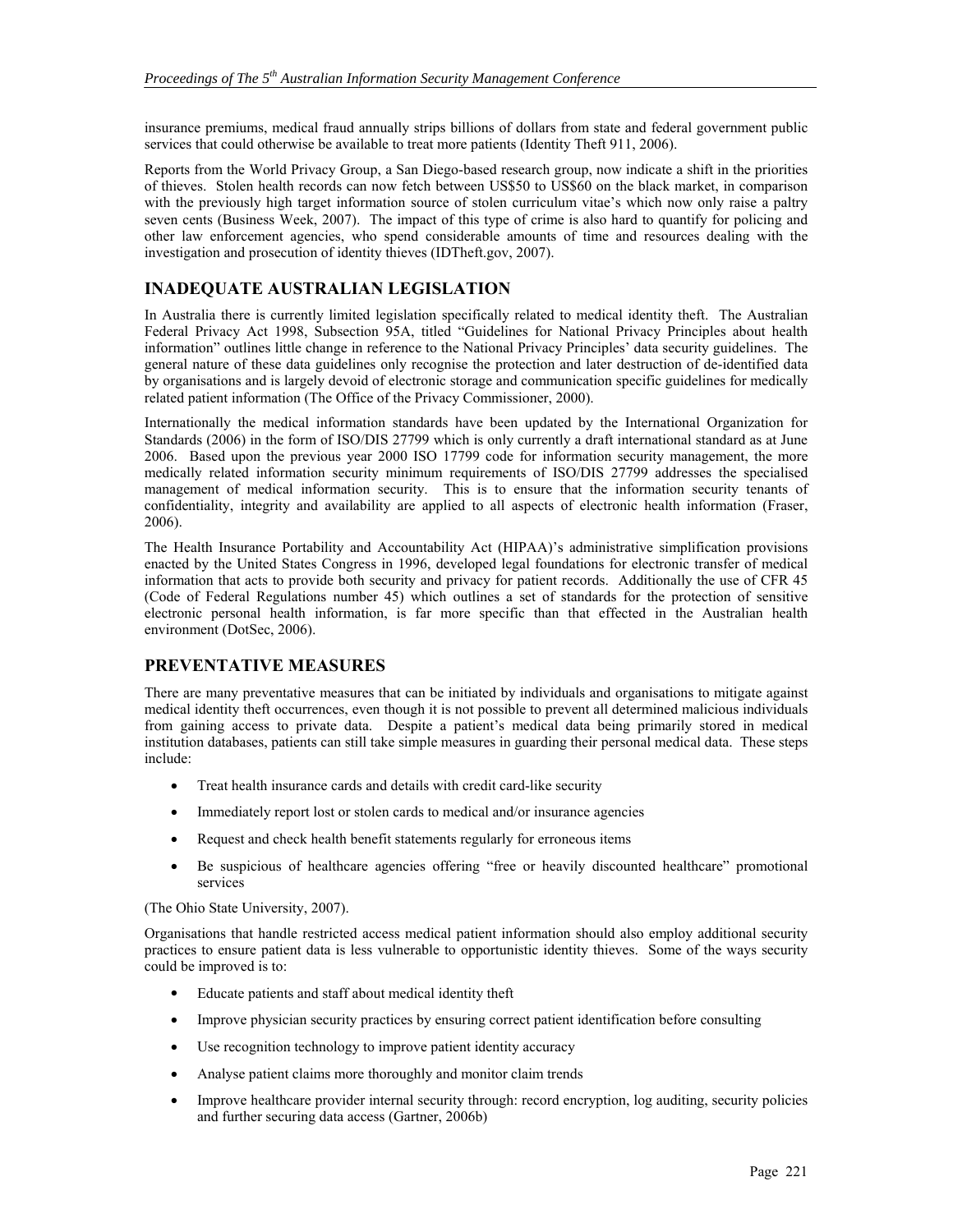insurance premiums, medical fraud annually strips billions of dollars from state and federal government public services that could otherwise be available to treat more patients (Identity Theft 911, 2006).

Reports from the World Privacy Group, a San Diego-based research group, now indicate a shift in the priorities of thieves. Stolen health records can now fetch between US$50 to US$60 on the black market, in comparison with the previously high target information source of stolen curriculum vitae's which now only raise a paltry seven cents (Business Week, 2007). The impact of this type of crime is also hard to quantify for policing and other law enforcement agencies, who spend considerable amounts of time and resources dealing with the investigation and prosecution of identity thieves (IDTheft.gov, 2007).

## INADEQUATE AUSTRALIAN LEGISLATION

In Australia there is currently limited legislation specifically related to medical identity theft. The Australian Federal Privacy Act 1998, Subsection 95A, titled "Guidelines for National Privacy Principles about health information" outlines little change in reference to the National Privacy Principles' data security guidelines. The general nature of these data guidelines only recognise the protection and later destruction of de-identified data by organisations and is largely devoid of electronic storage and communication specific guidelines for medically related patient information (The Office of the Privacy Commissioner, 2000).

Internationally the medical information standards have been updated by the International Organization for Standards (2006) in the form of ISO/DIS 27799 which is only currently a draft international standard as at June 2006. Based upon the previous year 2000 ISO 17799 code for information security management, the more medically related information security minimum requirements of ISO/DIS 27799 addresses the specialised management of medical information security. This is to ensure that the information security tenants of confidentiality, integrity and availability are applied to all aspects of electronic health information (Fraser, 2006).

The Health Insurance Portability and Accountability Act (HIPAA)'s administrative simplification provisions enacted by the United States Congress in 1996, developed legal foundations for electronic transfer of medical information that acts to provide both security and privacy for patient records. Additionally the use of CFR 45 (Code of Federal Regulations number 45) which outlines a set of standards for the protection of sensitive electronic personal health information, is far more specific than that effected in the Australian health environment (DotSec, 2006).

## PREVENTATIVE MEASURES

There are many preventative measures that can be initiated by individuals and organisations to mitigate against medical identity theft occurrences, even though it is not possible to prevent all determined malicious individuals from gaining access to private data. Despite a patient's medical data being primarily stored in medical institution databases, patients can still take simple measures in guarding their personal medical data. These steps include:

- Treat health insurance cards and details with credit card-like security
- Immediately report lost or stolen cards to medical and/or insurance agencies
- Request and check health benefit statements regularly for erroneous items
- Be suspicious of healthcare agencies offering "free or heavily discounted healthcare" promotional services

(The Ohio State University, 2007).

Organisations that handle restricted access medical patient information should also employ additional security practices to ensure patient data is less vulnerable to opportunistic identity thieves. Some of the ways security could be improved is to:

- Educate patients and staff about medical identity theft
- Improve physician security practices by ensuring correct patient identification before consulting
- Use recognition technology to improve patient identity accuracy
- Analyse patient claims more thoroughly and monitor claim trends
- Improve healthcare provider internal security through: record encryption, log auditing, security policies and further securing data access (Gartner, 2006b)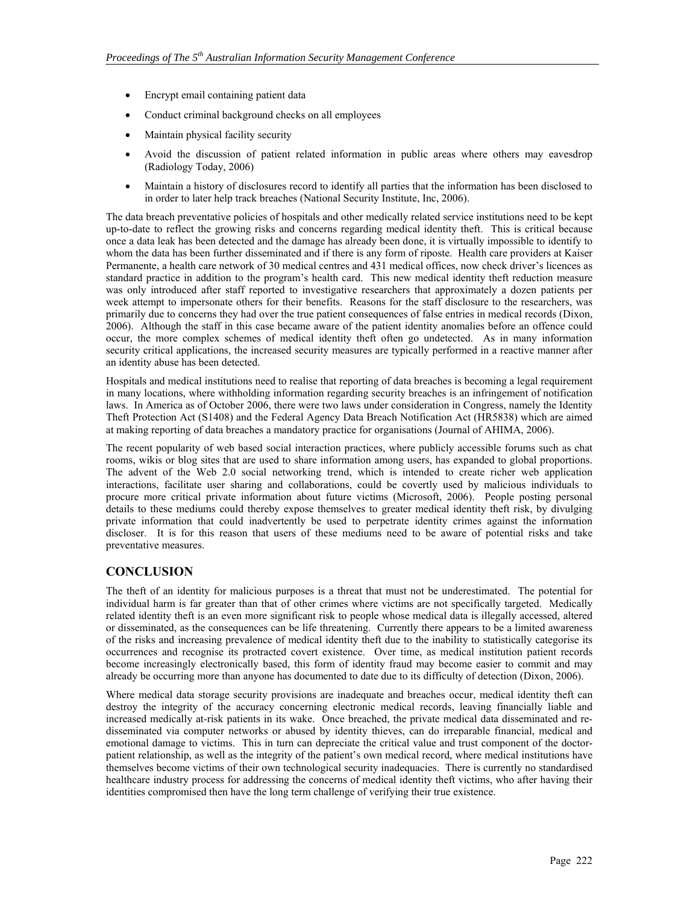- Encrypt email containing patient data
- Conduct criminal background checks on all employees
- Maintain physical facility security
- Avoid the discussion of patient related information in public areas where others may eavesdrop (Radiology Today, 2006)
- Maintain a history of disclosures record to identify all parties that the information has been disclosed to in order to later help track breaches (National Security Institute, Inc, 2006).

The data breach preventative policies of hospitals and other medically related service institutions need to be kept up-to-date to reflect the growing risks and concerns regarding medical identity theft. This is critical because once a data leak has been detected and the damage has already been done, it is virtually impossible to identify to whom the data has been further disseminated and if there is any form of riposte. Health care providers at Kaiser Permanente, a health care network of 30 medical centres and 431 medical offices, now check driver's licences as standard practice in addition to the program's health card. This new medical identity theft reduction measure was only introduced after staff reported to investigative researchers that approximately a dozen patients per week attempt to impersonate others for their benefits. Reasons for the staff disclosure to the researchers, was primarily due to concerns they had over the true patient consequences of false entries in medical records (Dixon, 2006). Although the staff in this case became aware of the patient identity anomalies before an offence could occur, the more complex schemes of medical identity theft often go undetected. As in many information security critical applications, the increased security measures are typically performed in a reactive manner after an identity abuse has been detected.

Hospitals and medical institutions need to realise that reporting of data breaches is becoming a legal requirement in many locations, where withholding information regarding security breaches is an infringement of notification laws. In America as of October 2006, there were two laws under consideration in Congress, namely the Identity Theft Protection Act (S1408) and the Federal Agency Data Breach Notification Act (HR5838) which are aimed at making reporting of data breaches a mandatory practice for organisations (Journal of AHIMA, 2006).

The recent popularity of web based social interaction practices, where publicly accessible forums such as chat rooms, wikis or blog sites that are used to share information among users, has expanded to global proportions. The advent of the Web 2.0 social networking trend, which is intended to create richer web application interactions, facilitate user sharing and collaborations, could be covertly used by malicious individuals to procure more critical private information about future victims (Microsoft, 2006). People posting personal details to these mediums could thereby expose themselves to greater medical identity theft risk, by divulging private information that could inadvertently be used to perpetrate identity crimes against the information discloser. It is for this reason that users of these mediums need to be aware of potential risks and take preventative measures.

## CONCLUSION

The theft of an identity for malicious purposes is a threat that must not be underestimated. The potential for individual harm is far greater than that of other crimes where victims are not specifically targeted. Medically related identity theft is an even more significant risk to people whose medical data is illegally accessed, altered or disseminated, as the consequences can be life threatening. Currently there appears to be a limited awareness of the risks and increasing prevalence of medical identity theft due to the inability to statistically categorise its occurrences and recognise its protracted covert existence. Over time, as medical institution patient records become increasingly electronically based, this form of identity fraud may become easier to commit and may already be occurring more than anyone has documented to date due to its difficulty of detection (Dixon, 2006).

Where medical data storage security provisions are inadequate and breaches occur, medical identity theft can destroy the integrity of the accuracy concerning electronic medical records, leaving financially liable and increased medically at-risk patients in its wake. Once breached, the private medical data disseminated and re-disseminated via computer networks or abused by identity thieves, can do irreparable financial, medical and emotional damage to victims. This in turn can depreciate the critical value and trust component of the doctor-patient relationship, as well as the integrity of the patient's own medical record, where medical institutions have themselves become victims of their own technological security inadequacies. There is currently no standardised healthcare industry process for addressing the concerns of medical identity theft victims, who after having their identities compromised then have the long term challenge of verifying their true existence.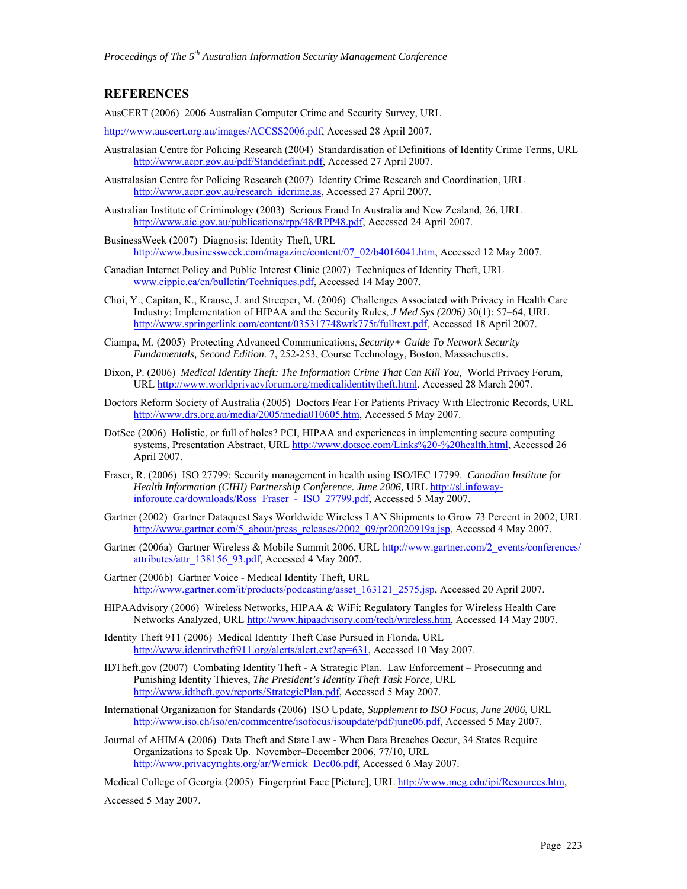## REFERENCES

AusCERT (2006) 2006 Australian Computer Crime and Security Survey, URL

http://www.auscert.org.au/images/ACCSS2006.pdf, Accessed 28 April 2007.

Australasian Centre for Policing Research (2004) Standardisation of Definitions of Identity Crime Terms, URL http://www.acpr.gov.au/pdf/Standdefinit.pdf, Accessed 27 April 2007.

Australasian Centre for Policing Research (2007) Identity Crime Research and Coordination, URL http://www.acpr.gov.au/research_idcrime.as, Accessed 27 April 2007.

Australian Institute of Criminology (2003) Serious Fraud In Australia and New Zealand, 26, URL http://www.aic.gov.au/publications/rpp/48/RPP48.pdf, Accessed 24 April 2007.

BusinessWeek (2007) Diagnosis: Identity Theft, URL http://www.businessweek.com/magazine/content/07_02/b4016041.htm, Accessed 12 May 2007.

Canadian Internet Policy and Public Interest Clinic (2007) Techniques of Identity Theft, URL www.cippic.ca/en/bulletin/Techniques.pdf, Accessed 14 May 2007.

Choi, Y., Capitan, K., Krause, J. and Streeper, M. (2006) Challenges Associated with Privacy in Health Care Industry: Implementation of HIPAA and the Security Rules, *J Med Sys (2006)* 30(1): 57–64, URL http://www.springerlink.com/content/035317748wrk775t/fulltext.pdf, Accessed 18 April 2007.

Ciampa, M. (2005) Protecting Advanced Communications, *Security+ Guide To Network Security Fundamentals, Second Edition.* 7, 252-253, Course Technology, Boston, Massachusetts.

Dixon, P. (2006) *Medical Identity Theft: The Information Crime That Can Kill You,* World Privacy Forum, URL http://www.worldprivacyforum.org/medicalidentitytheft.html, Accessed 28 March 2007.

Doctors Reform Society of Australia (2005) Doctors Fear For Patients Privacy With Electronic Records, URL http://www.drs.org.au/media/2005/media010605.htm, Accessed 5 May 2007.

DotSec (2006) Holistic, or full of holes? PCI, HIPAA and experiences in implementing secure computing systems, Presentation Abstract, URL http://www.dotsec.com/Links%20-%20health.html, Accessed 26 April 2007.

Fraser, R. (2006) ISO 27799: Security management in health using ISO/IEC 17799. *Canadian Institute for Health Information (CIHI) Partnership Conference. June 2006,* URL http://sl.infoway-inforoute.ca/downloads/Ross_Fraser_-_ISO_27799.pdf, Accessed 5 May 2007.

Gartner (2002) Gartner Dataquest Says Worldwide Wireless LAN Shipments to Grow 73 Percent in 2002, URL http://www.gartner.com/5_about/press_releases/2002_09/pr20020919a.jsp, Accessed 4 May 2007.

Gartner (2006a) Gartner Wireless & Mobile Summit 2006, URL http://www.gartner.com/2_events/conferences/attributes/attr_138156_93.pdf, Accessed 4 May 2007.

Gartner (2006b) Gartner Voice - Medical Identity Theft, URL http://www.gartner.com/it/products/podcasting/asset_163121_2575.jsp, Accessed 20 April 2007.

HIPAAdvisory (2006) Wireless Networks, HIPAA & WiFi: Regulatory Tangles for Wireless Health Care Networks Analyzed, URL http://www.hipaadvisory.com/tech/wireless.htm, Accessed 14 May 2007.

Identity Theft 911 (2006) Medical Identity Theft Case Pursued in Florida, URL http://www.identitytheft911.org/alerts/alert.ext?sp=631, Accessed 10 May 2007.

IDTheft.gov (2007) Combating Identity Theft - A Strategic Plan. Law Enforcement – Prosecuting and Punishing Identity Thieves, *The President's Identity Theft Task Force,* URL http://www.idtheft.gov/reports/StrategicPlan.pdf, Accessed 5 May 2007.

International Organization for Standards (2006) ISO Update, *Supplement to ISO Focus, June 2006*, URL http://www.iso.ch/iso/en/commcentre/isofocus/isoupdate/pdf/june06.pdf, Accessed 5 May 2007.

Journal of AHIMA (2006) Data Theft and State Law - When Data Breaches Occur, 34 States Require Organizations to Speak Up. November–December 2006, 77/10, URL http://www.privacyrights.org/ar/Wernick_Dec06.pdf, Accessed 6 May 2007.

Medical College of Georgia (2005) Fingerprint Face [Picture], URL http://www.mcg.edu/ipi/Resources.htm,

Accessed 5 May 2007.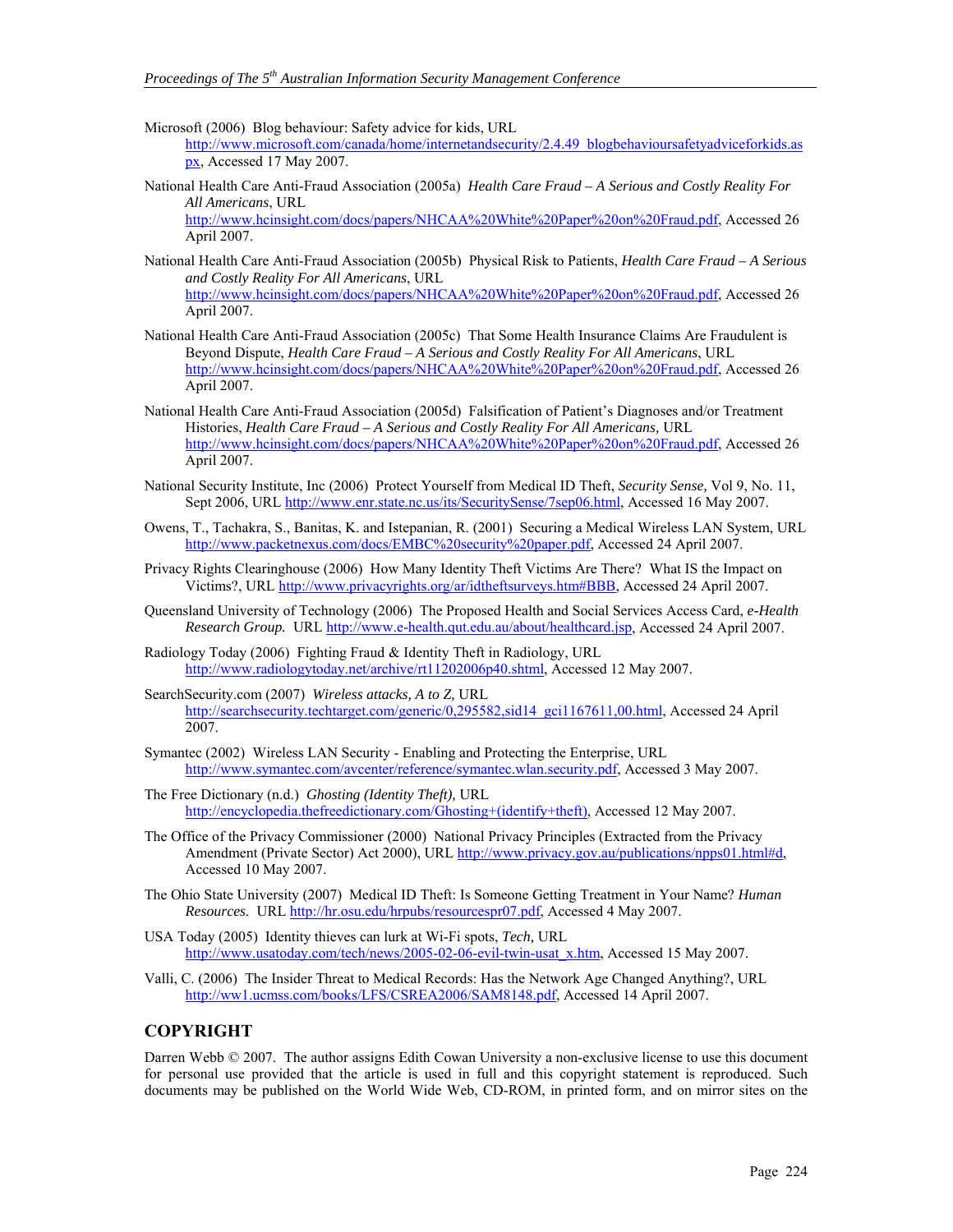Microsoft (2006) Blog behaviour: Safety advice for kids, URL http://www.microsoft.com/canada/home/internetandsecurity/2.4.49_blogbehavioursafetyadviceforkids.aspx, Accessed 17 May 2007.

National Health Care Anti-Fraud Association (2005a) *Health Care Fraud – A Serious and Costly Reality For All Americans*, URL http://www.hcinsight.com/docs/papers/NHCAA%20White%20Paper%20on%20Fraud.pdf, Accessed 26 April 2007.

National Health Care Anti-Fraud Association (2005b) Physical Risk to Patients, *Health Care Fraud – A Serious and Costly Reality For All Americans*, URL http://www.hcinsight.com/docs/papers/NHCAA%20White%20Paper%20on%20Fraud.pdf, Accessed 26 April 2007.

National Health Care Anti-Fraud Association (2005c) That Some Health Insurance Claims Are Fraudulent is Beyond Dispute, *Health Care Fraud – A Serious and Costly Reality For All Americans*, URL http://www.hcinsight.com/docs/papers/NHCAA%20White%20Paper%20on%20Fraud.pdf, Accessed 26 April 2007.

National Health Care Anti-Fraud Association (2005d) Falsification of Patient's Diagnoses and/or Treatment Histories, *Health Care Fraud – A Serious and Costly Reality For All Americans,* URL http://www.hcinsight.com/docs/papers/NHCAA%20White%20Paper%20on%20Fraud.pdf, Accessed 26 April 2007.

National Security Institute, Inc (2006) Protect Yourself from Medical ID Theft, *Security Sense,* Vol 9, No. 11, Sept 2006, URL http://www.enr.state.nc.us/its/SecuritySense/7sep06.html, Accessed 16 May 2007.

Owens, T., Tachakra, S., Banitas, K. and Istepanian, R. (2001) Securing a Medical Wireless LAN System, URL http://www.packetnexus.com/docs/EMBC%20security%20paper.pdf, Accessed 24 April 2007.

Privacy Rights Clearinghouse (2006) How Many Identity Theft Victims Are There? What IS the Impact on Victims?, URL http://www.privacyrights.org/ar/idtheftsurveys.htm#BBB, Accessed 24 April 2007.

Queensland University of Technology (2006) The Proposed Health and Social Services Access Card, *e-Health Research Group.* URL http://www.e-health.qut.edu.au/about/healthcard.jsp, Accessed 24 April 2007.

Radiology Today (2006) Fighting Fraud & Identity Theft in Radiology, URL http://www.radiologytoday.net/archive/rt11202006p40.shtml, Accessed 12 May 2007.

SearchSecurity.com (2007) *Wireless attacks, A to Z,* URL http://searchsecurity.techtarget.com/generic/0,295582,sid14_gci1167611,00.html, Accessed 24 April 2007.

Symantec (2002) Wireless LAN Security - Enabling and Protecting the Enterprise, URL http://www.symantec.com/avcenter/reference/symantec.wlan.security.pdf, Accessed 3 May 2007.

The Free Dictionary (n.d.) *Ghosting (Identity Theft),* URL http://encyclopedia.thefreedictionary.com/Ghosting+(identify+theft), Accessed 12 May 2007.

The Office of the Privacy Commissioner (2000) National Privacy Principles (Extracted from the Privacy Amendment (Private Sector) Act 2000), URL http://www.privacy.gov.au/publications/npps01.html#d, Accessed 10 May 2007.

The Ohio State University (2007) Medical ID Theft: Is Someone Getting Treatment in Your Name? *Human Resources.* URL http://hr.osu.edu/hrpubs/resourcespr07.pdf, Accessed 4 May 2007.

USA Today (2005) Identity thieves can lurk at Wi-Fi spots, *Tech,* URL http://www.usatoday.com/tech/news/2005-02-06-evil-twin-usat_x.htm, Accessed 15 May 2007.

Valli, C. (2006) The Insider Threat to Medical Records: Has the Network Age Changed Anything?, URL http://ww1.ucmss.com/books/LFS/CSREA2006/SAM8148.pdf, Accessed 14 April 2007.

## COPYRIGHT

Darren Webb © 2007. The author assigns Edith Cowan University a non-exclusive license to use this document for personal use provided that the article is used in full and this copyright statement is reproduced. Such documents may be published on the World Wide Web, CD-ROM, in printed form, and on mirror sites on the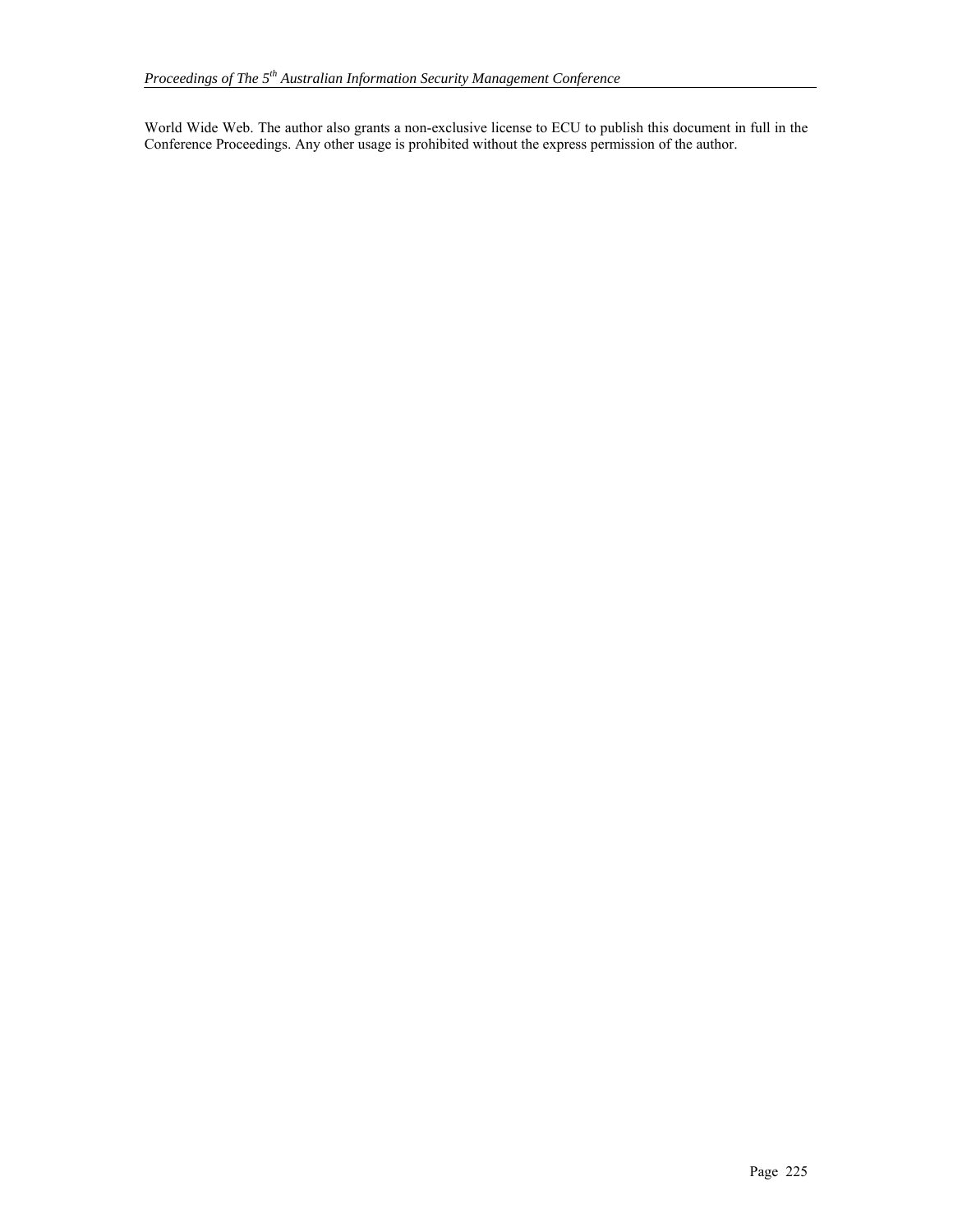World Wide Web. The author also grants a non-exclusive license to ECU to publish this document in full in the Conference Proceedings. Any other usage is prohibited without the express permission of the author.